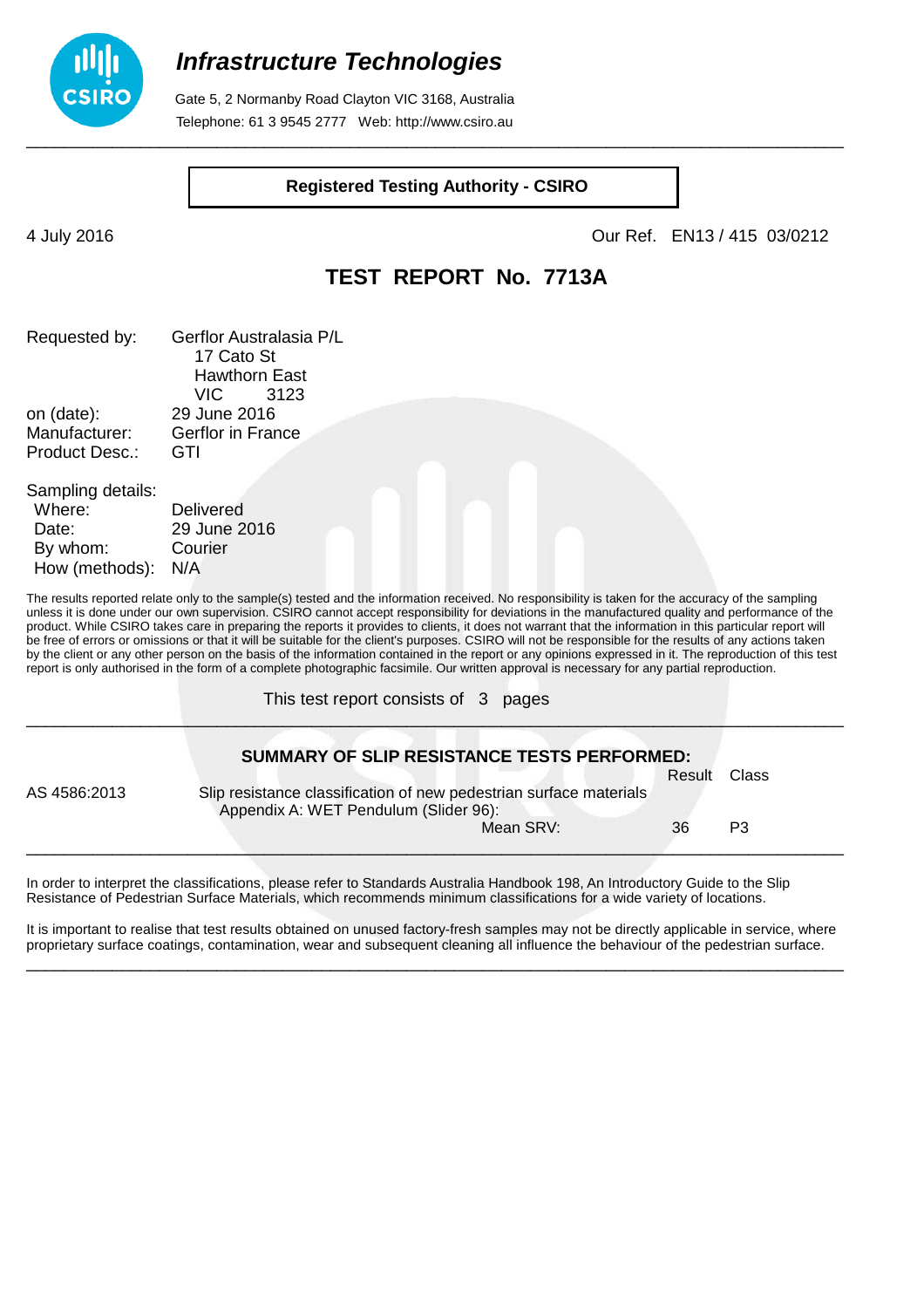# *Infrastructure Technologies*

Gate 5, 2 Normanby Road Clayton VIC 3168, Australia
Telephone: 61 3 9545 2777 Web: http://www.csiro.au

**Registered Testing Authority - CSIRO**

4 July 2016

Our Ref. EN13 / 415 03/0212

## TEST REPORT No. 7713A

Requested by: Gerflor Australasia P/L
17 Cato St
Hawthorn East
VIC 3123

on (date): 29 June 2016
Manufacturer: Gerflor in France
Product Desc.: GTI

Sampling details:
Where: Delivered
Date: 29 June 2016
By whom: Courier
How (methods): N/A

The results reported relate only to the sample(s) tested and the information received. No responsibility is taken for the accuracy of the sampling unless it is done under our own supervision. CSIRO cannot accept responsibility for deviations in the manufactured quality and performance of the product. While CSIRO takes care in preparing the reports it provides to clients, it does not warrant that the information in this particular report will be free of errors or omissions or that it will be suitable for the client's purposes. CSIRO will not be responsible for the results of any actions taken by the client or any other person on the basis of the information contained in the report or any opinions expressed in it. The reproduction of this test report is only authorised in the form of a complete photographic facsimile. Our written approval is necessary for any partial reproduction.

This test report consists of 3 pages

### SUMMARY OF SLIP RESISTANCE TESTS PERFORMED:

| | | Result | Class |
|---|---|---|---|
| AS 4586:2013 | Slip resistance classification of new pedestrian surface materials<br>Appendix A: WET Pendulum (Slider 96):<br>Mean SRV: | 36 | P3 |

In order to interpret the classifications, please refer to Standards Australia Handbook 198, An Introductory Guide to the Slip Resistance of Pedestrian Surface Materials, which recommends minimum classifications for a wide variety of locations.

It is important to realise that test results obtained on unused factory-fresh samples may not be directly applicable in service, where proprietary surface coatings, contamination, wear and subsequent cleaning all influence the behaviour of the pedestrian surface.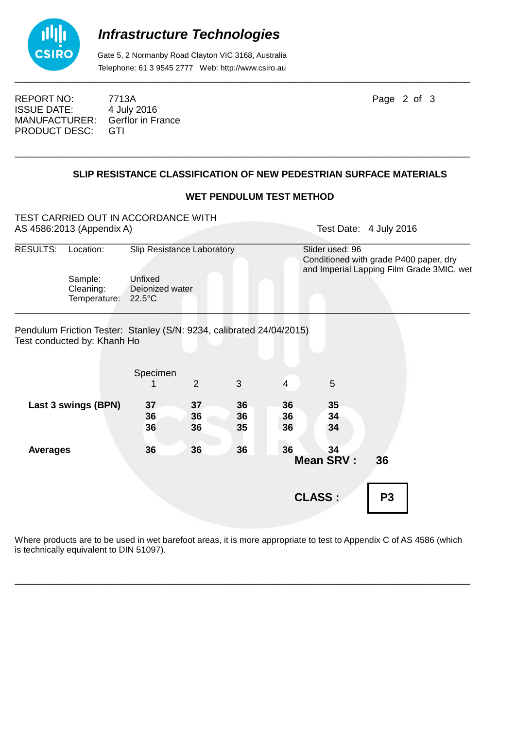# *Infrastructure Technologies*

Gate 5, 2 Normanby Road Clayton VIC 3168, Australia
Telephone: 61 3 9545 2777 Web: http://www.csiro.au

REPORT NO: 7713A
ISSUE DATE: 4 July 2016
MANUFACTURER: Gerflor in France
PRODUCT DESC: GTI

## SLIP RESISTANCE CLASSIFICATION OF NEW PEDESTRIAN SURFACE MATERIALS

### WET PENDULUM TEST METHOD

TEST CARRIED OUT IN ACCORDANCE WITH
AS 4586:2013 (Appendix A)

Test Date: 4 July 2016

RESULTS: Location: Slip Resistance Laboratory

Slider used: 96
Conditioned with grade P400 paper, dry and Imperial Lapping Film Grade 3MIC, wet

Sample: Unfixed
Cleaning: Deionized water
Temperature: 22.5°C

Pendulum Friction Tester: Stanley (S/N: 9234, calibrated 24/04/2015)
Test conducted by: Khanh Ho

| | Specimen 1 | 2 | 3 | 4 | 5 |
|---|---|---|---|---|---|
| **Last 3 swings (BPN)** | **37** | **37** | **36** | **36** | **35** |
| | **36** | **36** | **36** | **36** | **34** |
| | **36** | **36** | **35** | **36** | **34** |
| **Averages** | **36** | **36** | **36** | **36** | **34** |

**Mean SRV : 36**

**CLASS : P3**

Where products are to be used in wet barefoot areas, it is more appropriate to test to Appendix C of AS 4586 (which is technically equivalent to DIN 51097).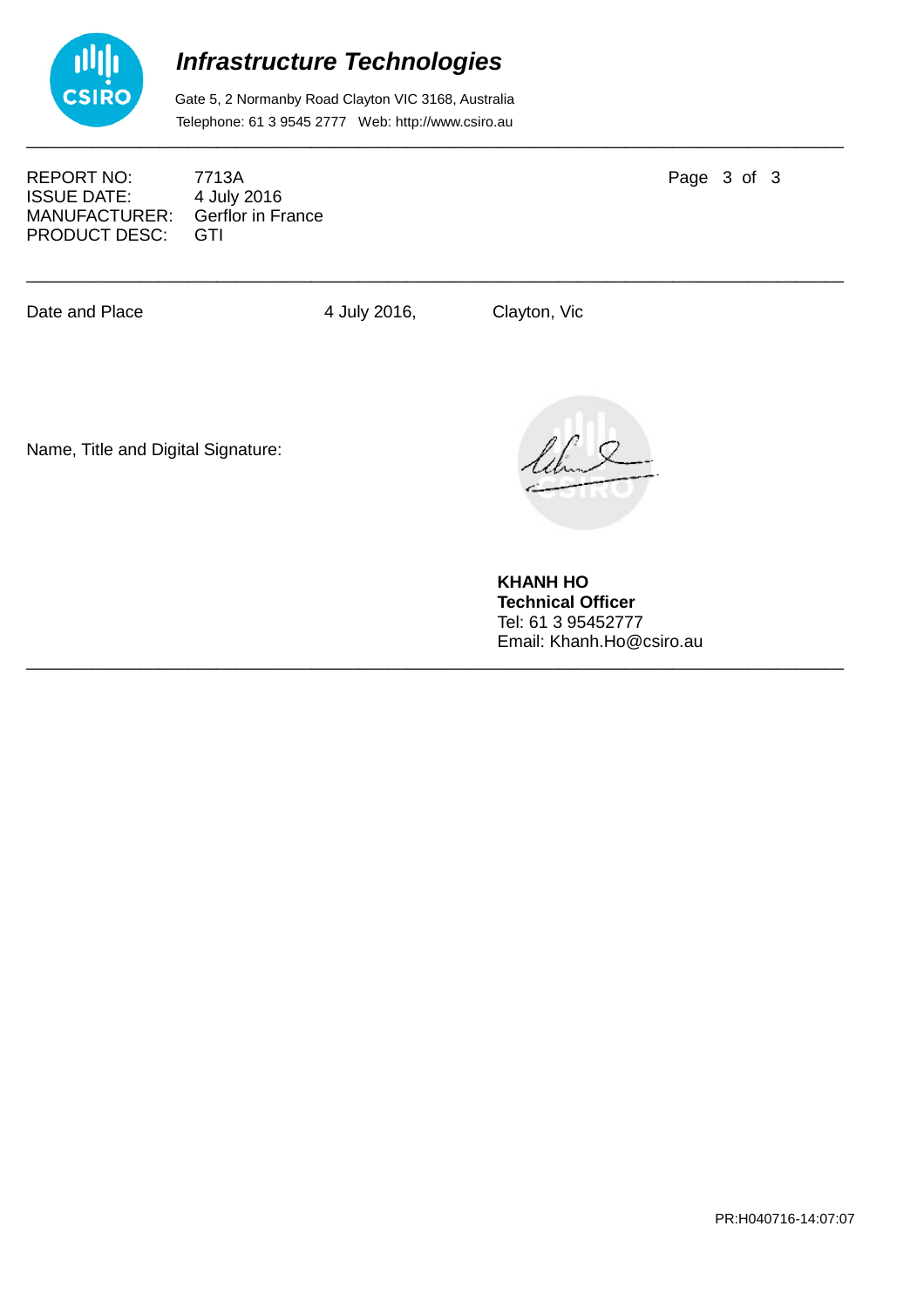# Infrastructure Technologies

Gate 5, 2 Normanby Road Clayton VIC 3168, Australia
Telephone: 61 3 9545 2777 Web: http://www.csiro.au

| | |
|---|---|
| REPORT NO: | 7713A |
| ISSUE DATE: | 4 July 2016 |
| MANUFACTURER: | Gerflor in France |
| PRODUCT DESC: | GTI |

Date and Place 4 July 2016, Clayton, Vic

Name, Title and Digital Signature:

**KHANH HO**
**Technical Officer**
Tel: 61 3 95452777
Email: Khanh.Ho@csiro.au

PR:H040716-14:07:07